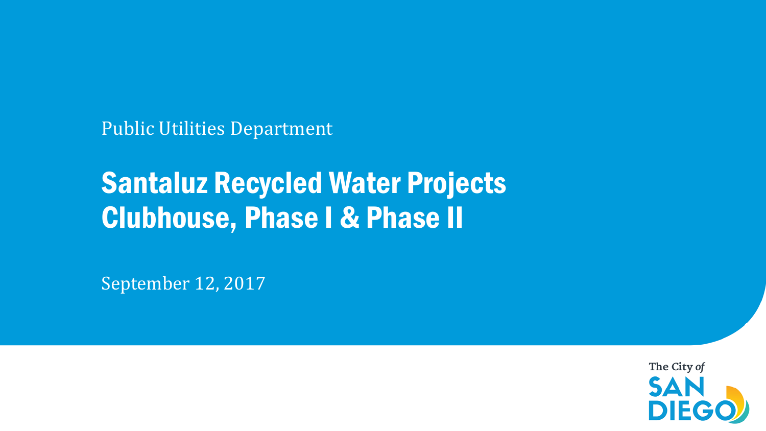Public Utilities Department

# Santaluz Recycled Water Projects Clubhouse, Phase I & Phase II

September 12, 2017

The City *of* SAN DIEGO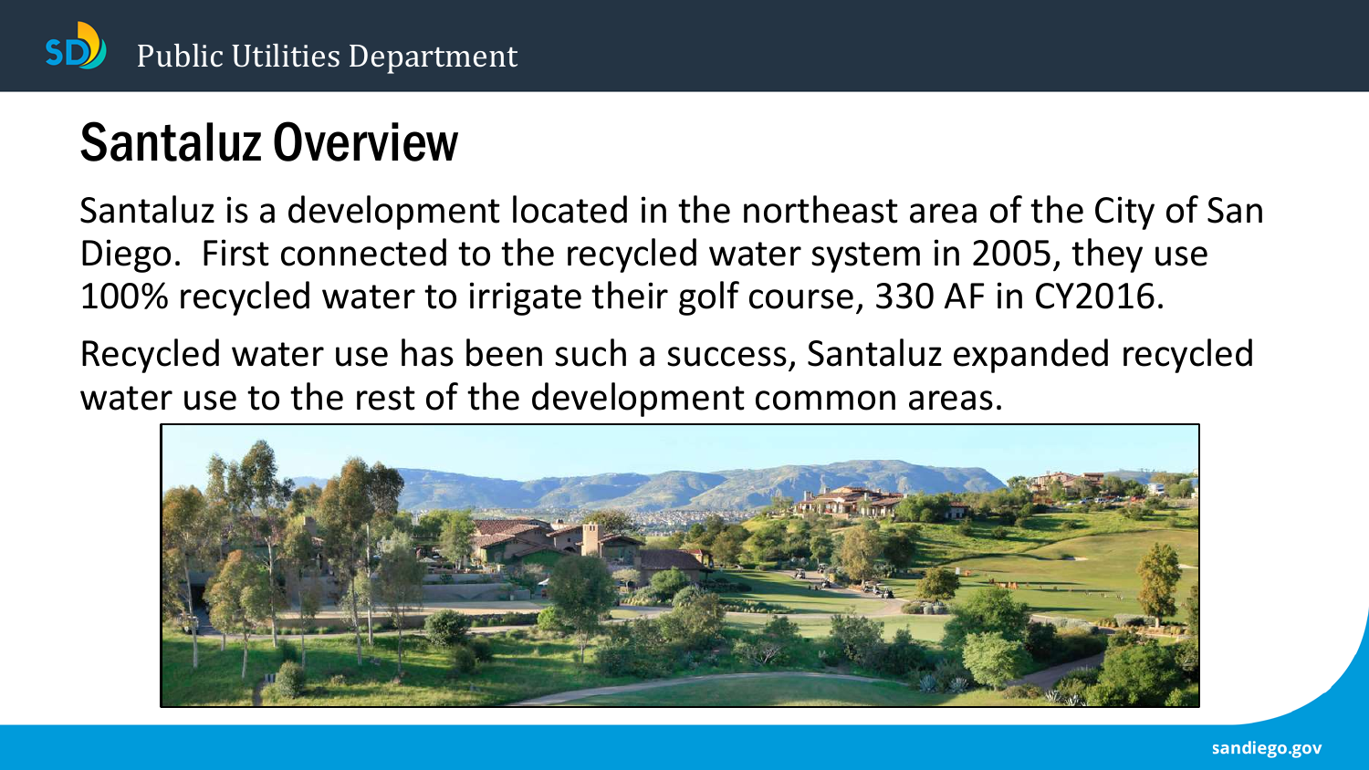# Santaluz Overview

Santaluz is a development located in the northeast area of the City of San Diego. First connected to the recycled water system in 2005, they use 100% recycled water to irrigate their golf course, 330 AF in CY2016.

Recycled water use has been such a success, Santaluz expanded recycled water use to the rest of the development common areas.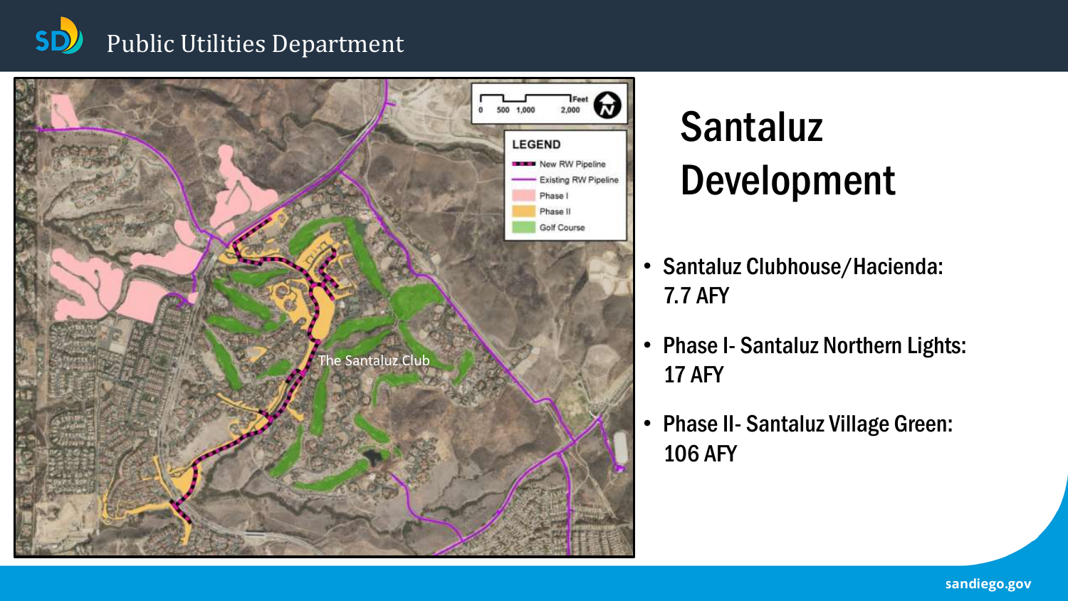# Santaluz Development

- Santaluz Clubhouse/Hacienda: 7.7 AFY
- Phase I- Santaluz Northern Lights: 17 AFY
- Phase II- Santaluz Village Green: 106 AFY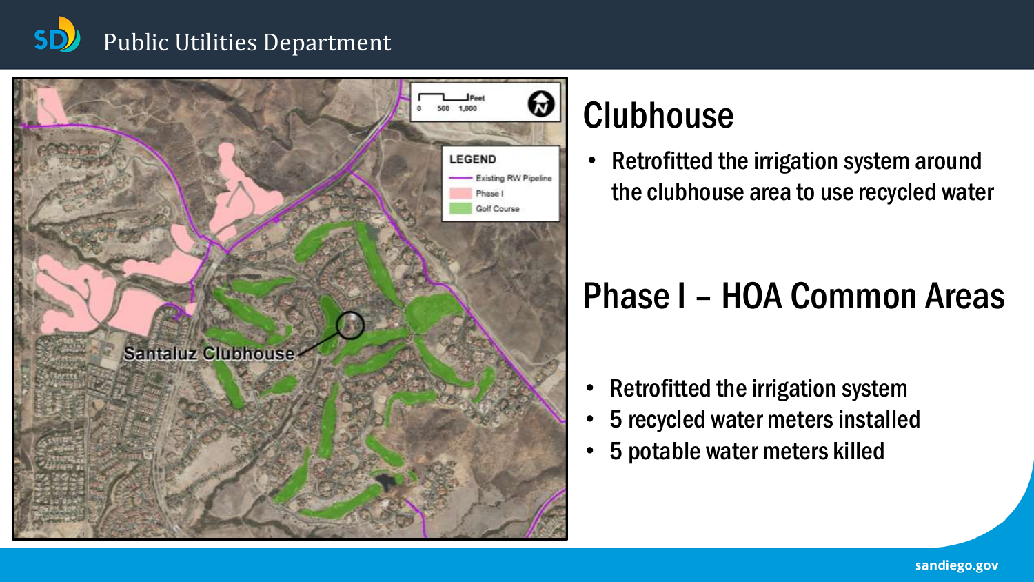## Clubhouse

- Retrofitted the irrigation system around the clubhouse area to use recycled water

## Phase I – HOA Common Areas

- Retrofitted the irrigation system
- 5 recycled water meters installed
- 5 potable water meters killed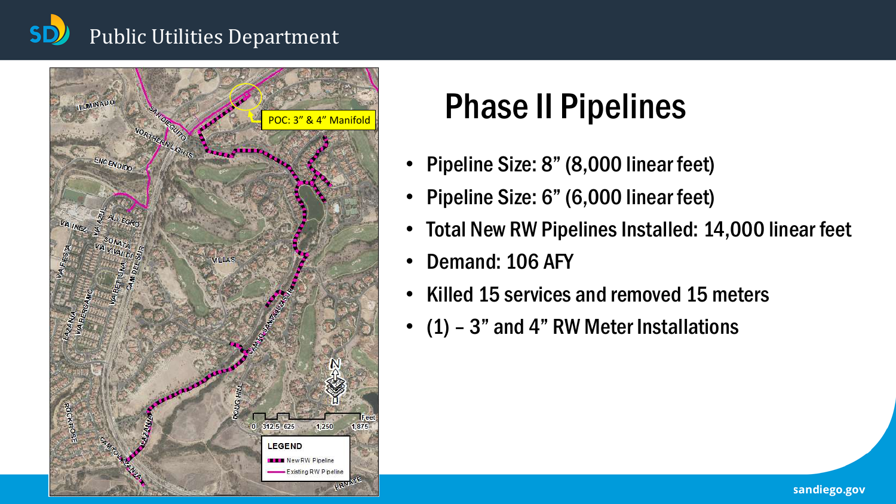# Phase II Pipelines

- Pipeline Size: 8" (8,000 linear feet)
- Pipeline Size: 6" (6,000 linear feet)
- Total New RW Pipelines Installed: 14,000 linear feet
- Demand: 106 AFY
- Killed 15 services and removed 15 meters
- (1) – 3" and 4" RW Meter Installations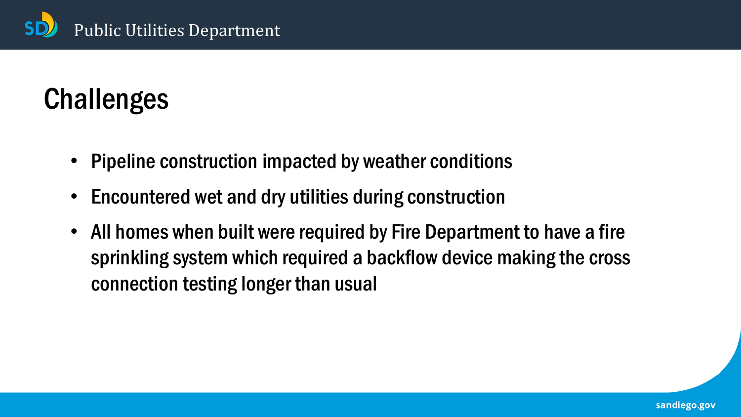# Challenges

- Pipeline construction impacted by weather conditions
- Encountered wet and dry utilities during construction
- All homes when built were required by Fire Department to have a fire sprinkling system which required a backflow device making the cross connection testing longer than usual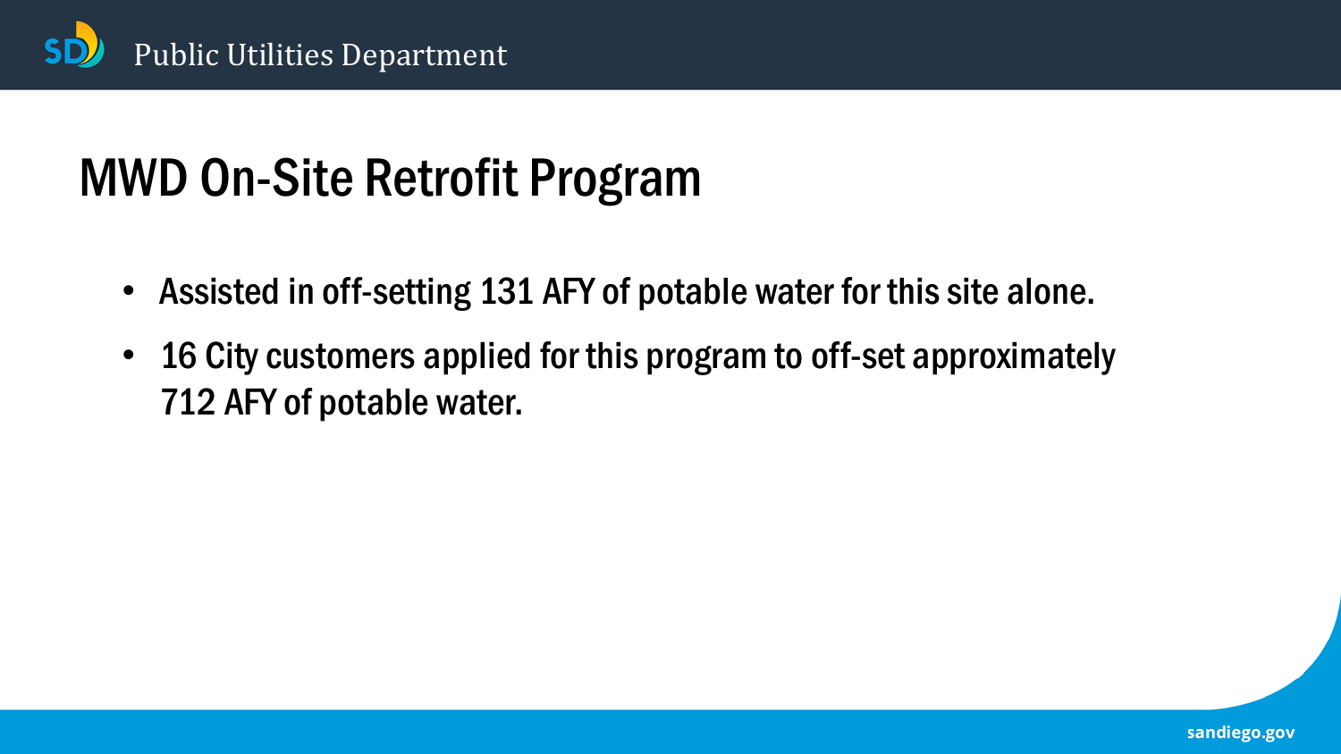# MWD On-Site Retrofit Program

- Assisted in off-setting 131 AFY of potable water for this site alone.
- 16 City customers applied for this program to off-set approximately 712 AFY of potable water.